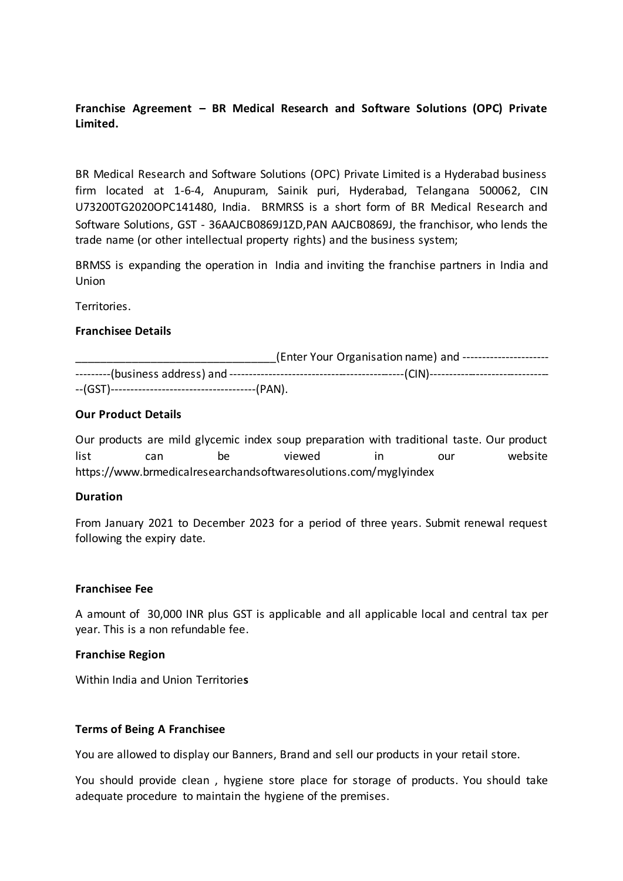**Franchise Agreement – BR Medical Research and Software Solutions (OPC) Private Limited.**

BR Medical Research and Software Solutions (OPC) Private Limited is a Hyderabad business firm located at 1-6-4, Anupuram, Sainik puri, Hyderabad, Telangana 500062, CIN U73200TG2020OPC141480, India. BRMRSS is a short form of BR Medical Research and Software Solutions, GST - 36AAJCB0869J1ZD,PAN AAJCB0869J, the franchisor, who lends the trade name (or other intellectual property rights) and the business system;

BRMSS is expanding the operation in India and inviting the franchise partners in India and Union

Territories.

**Franchisee Details**

________________________________(Enter Your Organisation name) and ------------------------------(business address) and -------------------------------------------(CIN)---------------------------------(GST)------------------------------------(PAN).

**Our Product Details**

Our products are mild glycemic index soup preparation with traditional taste. Our product list can be viewed in our website https://www.brmedicalresearchandsoftwaresolutions.com/myglyindex

**Duration**

From January 2021 to December 2023 for a period of three years. Submit renewal request following the expiry date.

**Franchisee Fee**

A amount of 30,000 INR plus GST is applicable and all applicable local and central tax per year. This is a non refundable fee.

**Franchise Region**

Within India and Union Territorie**s**

**Terms of Being A Franchisee**

You are allowed to display our Banners, Brand and sell our products in your retail store.

You should provide clean , hygiene store place for storage of products. You should take adequate procedure to maintain the hygiene of the premises.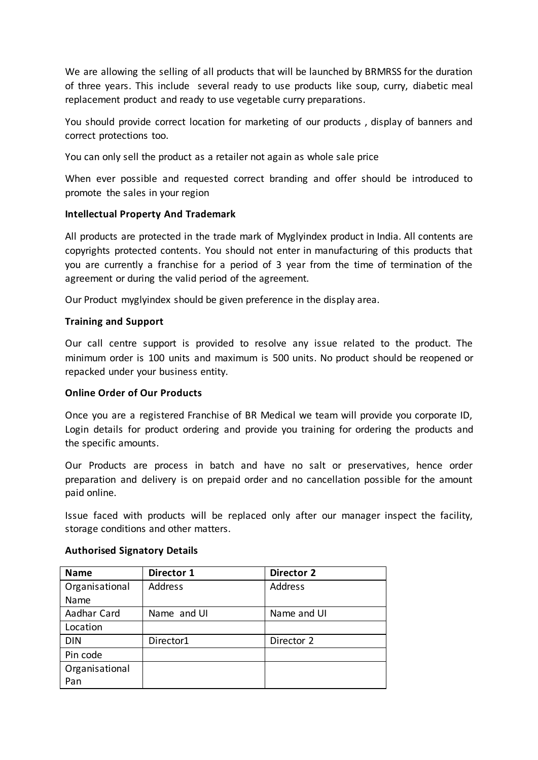We are allowing the selling of all products that will be launched by BRMRSS for the duration of three years. This include  several ready to use products like soup, curry, diabetic meal replacement product and ready to use vegetable curry preparations.

You should provide correct location for marketing of our products , display of banners and correct protections too.

You can only sell the product as a retailer not again as whole sale price

When ever possible and requested correct branding and offer should be introduced to promote  the sales in your region

**Intellectual Property And Trademark**

All products are protected in the trade mark of Myglyindex product in India. All contents are copyrights protected contents. You should not enter in manufacturing of this products that you are currently a franchise for a period of 3 year from the time of termination of the agreement or during the valid period of the agreement.

Our Product  myglyindex should be given preference in the display area.

**Training and Support**

Our call centre support is provided to resolve any issue related to the product. The minimum order is 100 units and maximum is 500 units. No product should be reopened or repacked under your business entity.

**Online Order of Our Products**

Once you are a registered Franchise of BR Medical we team will provide you corporate ID, Login details for product ordering and provide you training for ordering the products and the specific amounts.

Our Products are process in batch and have no salt or preservatives, hence order preparation and delivery is on prepaid order and no cancellation possible for the amount paid online.

Issue faced with products will be replaced only after our manager inspect the facility, storage conditions and other matters.

**Authorised Signatory Details**

| Name | Director 1 | Director 2 |
|---|---|---|
| Organisational Name | Address | Address |
| Aadhar Card | Name  and UI | Name and UI |
| Location | | |
| DIN | Director1 | Director 2 |
| Pin code | | |
| Organisational Pan | | |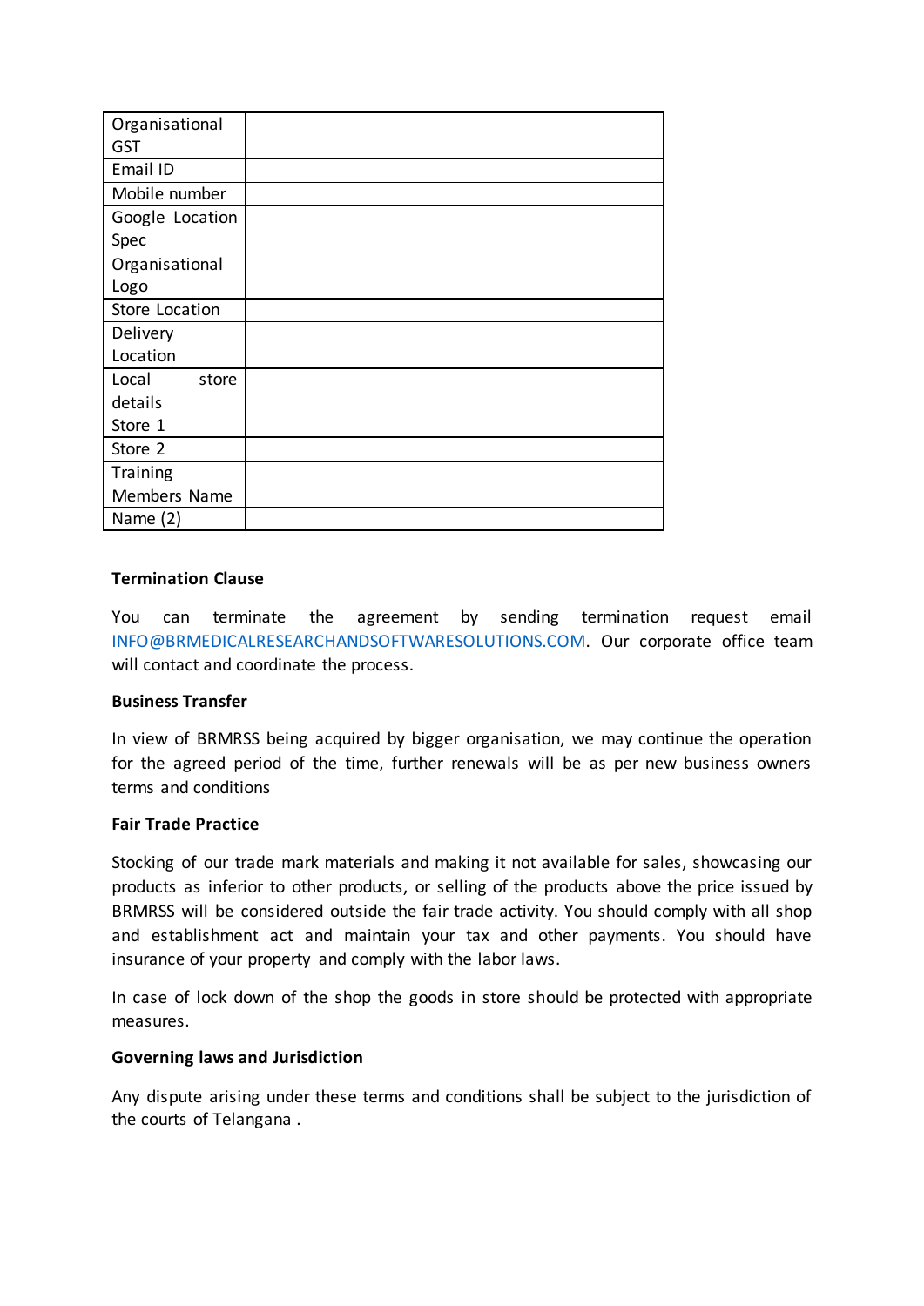| Organisational GST | | |
|---|---|---|
| Email ID | | |
| Mobile number | | |
| Google Location Spec | | |
| Organisational Logo | | |
| Store Location | | |
| Delivery Location | | |
| Local store details | | |
| Store 1 | | |
| Store 2 | | |
| Training Members Name | | |
| Name (2) | | |

**Termination Clause**

You can terminate the agreement by sending termination request email INFO@BRMEDICALRESEARCHANDSOFTWARESOLUTIONS.COM. Our corporate office team will contact and coordinate the process.

**Business Transfer**

In view of BRMRSS being acquired by bigger organisation, we may continue the operation for the agreed period of the time, further renewals will be as per new business owners terms and conditions

**Fair Trade Practice**

Stocking of our trade mark materials and making it not available for sales, showcasing our products as inferior to other products, or selling of the products above the price issued by BRMRSS will be considered outside the fair trade activity. You should comply with all shop and establishment act and maintain your tax and other payments. You should have insurance of your property and comply with the labor laws.

In case of lock down of the shop the goods in store should be protected with appropriate measures.

**Governing laws and Jurisdiction**

Any dispute arising under these terms and conditions shall be subject to the jurisdiction of the courts of Telangana .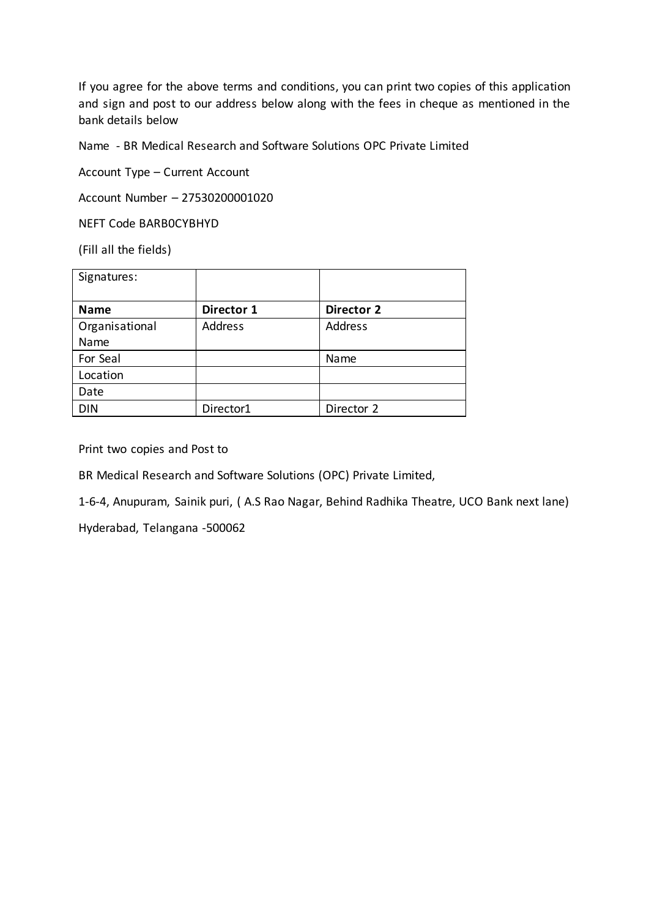If you agree for the above terms and conditions, you can print two copies of this application and sign and post to our address below along with the fees in cheque as mentioned in the bank details below

Name - BR Medical Research and Software Solutions OPC Private Limited

Account Type – Current Account

Account Number – 27530200001020

NEFT Code BARB0CYBHYD

(Fill all the fields)

| | | |
|---|---|---|
| Signatures: | | |
| **Name** | **Director 1** | **Director 2** |
| Organisational Name | Address | Address |
| For Seal | | Name |
| Location | | |
| Date | | |
| DIN | Director1 | Director 2 |

Print two copies and Post to

BR Medical Research and Software Solutions (OPC) Private Limited,

1-6-4, Anupuram, Sainik puri, ( A.S Rao Nagar, Behind Radhika Theatre, UCO Bank next lane)

Hyderabad, Telangana -500062